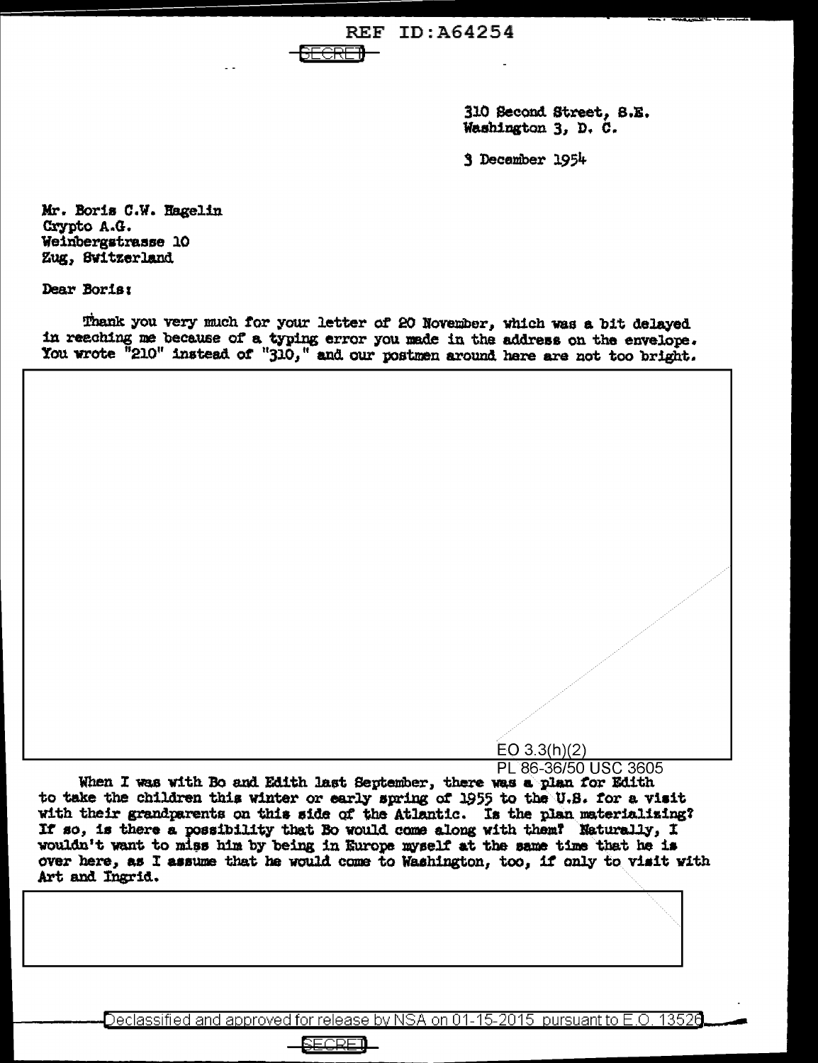SECRET

310 Second Street, S.E.
Washington 3, D. C.

3 December 1954

Mr. Boris C.W. Hagelin
Crypto A.G.
Weinbergstrasse 10
Zug, Switzerland

Dear Boris:

Thank you very much for your letter of 20 November, which was a bit delayed in reaching me because of a typing error you made in the address on the envelope. You wrote "210" instead of "310," and our postmen around here are not too bright.

EO 3.3(h)(2)
PL 86-36/50 USC 3605

When I was with Bo and Edith last September, there was a plan for Edith to take the children this winter or early spring of 1955 to the U.S. for a visit with their grandparents on this side of the Atlantic. Is the plan materializing? If so, is there a possibility that Bo would come along with them? Naturally, I wouldn't want to miss him by being in Europe myself at the same time that he is over here, as I assume that he would come to Washington, too, if only to visit with Art and Ingrid.

Declassified and approved for release by NSA on 01-15-2015 pursuant to E.O. 13526

SECRET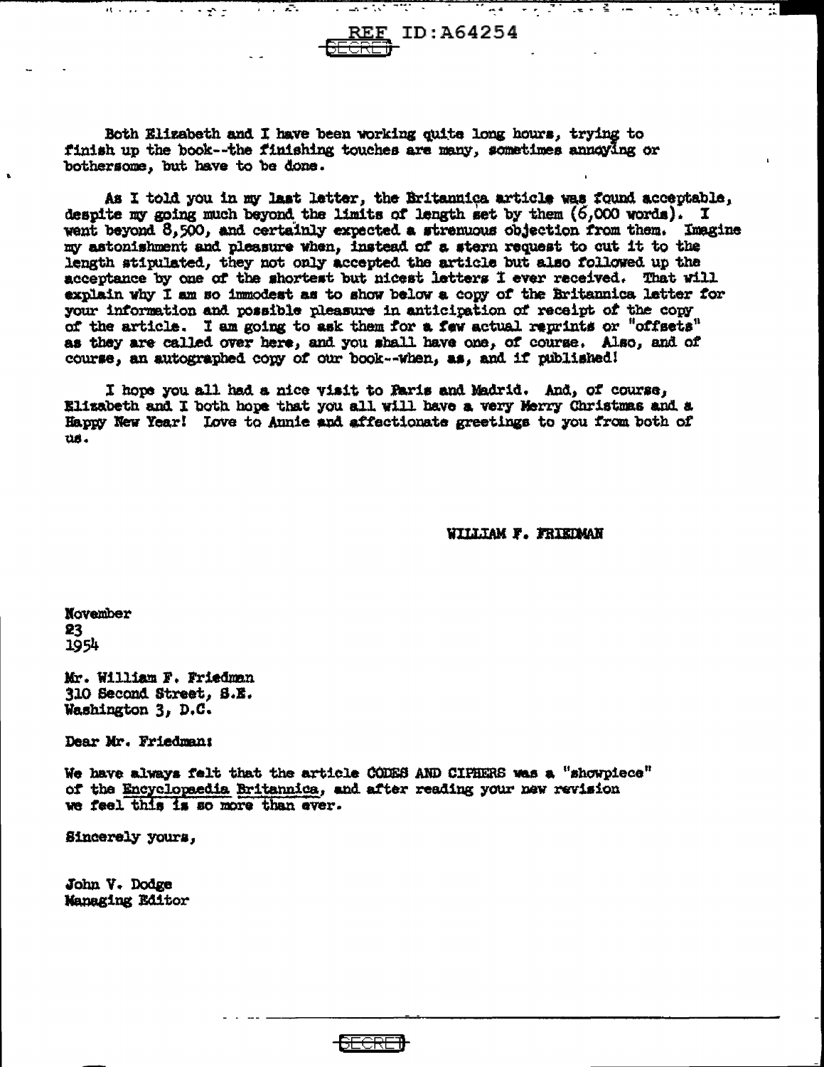Both Elizabeth and I have been working quite long hours, trying to finish up the book--the finishing touches are many, sometimes annoying or bothersome, but have to be done.

As I told you in my last letter, the Britannica article was found acceptable, despite my going much beyond the limits of length set by them (6,000 words). I went beyond 8,500, and certainly expected a strenuous objection from them. Imagine my astonishment and pleasure when, instead of a stern request to cut it to the length stipulated, they not only accepted the article but also followed up the acceptance by one of the shortest but nicest letters I ever received. That will explain why I am so immodest as to show below a copy of the Britannica letter for your information and possible pleasure in anticipation of receipt of the copy of the article. I am going to ask them for a few actual reprints or "offsets" as they are called over here, and you shall have one, of course. Also, and of course, an autographed copy of our book--when, as, and if published!

I hope you all had a nice visit to Paris and Madrid. And, of course, Elizabeth and I both hope that you all will have a very Merry Christmas and a Happy New Year! Love to Annie and affectionate greetings to you from both of us.

WILLIAM F. FRIEDMAN

November
23
1954

Mr. William F. Friedman
310 Second Street, S.E.
Washington 3, D.C.

Dear Mr. Friedman:

We have always felt that the article CODES AND CIPHERS was a "showpiece" of the Encyclopaedia Britannica, and after reading your new revision we feel this is so more than ever.

Sincerely yours,

John V. Dodge
Managing Editor